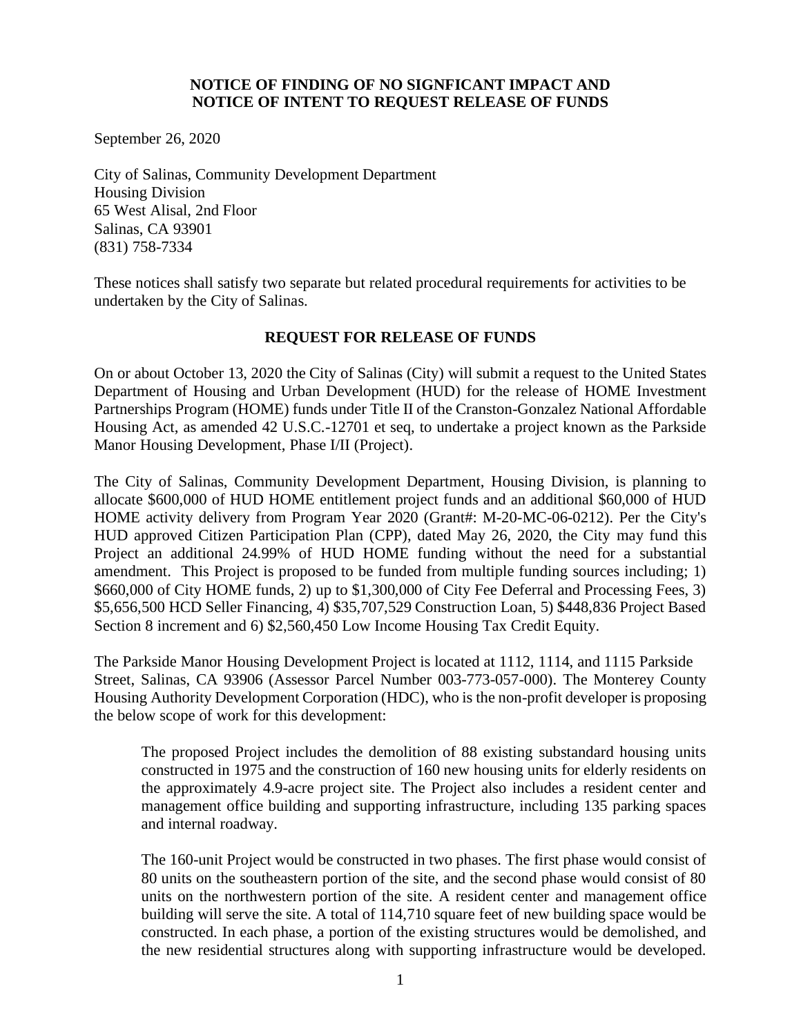**NOTICE OF FINDING OF NO SIGNFICANT IMPACT AND NOTICE OF INTENT TO REQUEST RELEASE OF FUNDS**

September 26, 2020

City of Salinas, Community Development Department
Housing Division
65 West Alisal, 2nd Floor
Salinas, CA 93901
(831) 758-7334

These notices shall satisfy two separate but related procedural requirements for activities to be undertaken by the City of Salinas.

## REQUEST FOR RELEASE OF FUNDS

On or about October 13, 2020 the City of Salinas (City) will submit a request to the United States Department of Housing and Urban Development (HUD) for the release of HOME Investment Partnerships Program (HOME) funds under Title II of the Cranston-Gonzalez National Affordable Housing Act, as amended 42 U.S.C.-12701 et seq, to undertake a project known as the Parkside Manor Housing Development, Phase I/II (Project).

The City of Salinas, Community Development Department, Housing Division, is planning to allocate $600,000 of HUD HOME entitlement project funds and an additional $60,000 of HUD HOME activity delivery from Program Year 2020 (Grant#: M-20-MC-06-0212). Per the City's HUD approved Citizen Participation Plan (CPP), dated May 26, 2020, the City may fund this Project an additional 24.99% of HUD HOME funding without the need for a substantial amendment. This Project is proposed to be funded from multiple funding sources including; 1) $660,000 of City HOME funds, 2) up to $1,300,000 of City Fee Deferral and Processing Fees, 3) $5,656,500 HCD Seller Financing, 4) $35,707,529 Construction Loan, 5) $448,836 Project Based Section 8 increment and 6) $2,560,450 Low Income Housing Tax Credit Equity.

The Parkside Manor Housing Development Project is located at 1112, 1114, and 1115 Parkside Street, Salinas, CA 93906 (Assessor Parcel Number 003-773-057-000). The Monterey County Housing Authority Development Corporation (HDC), who is the non-profit developer is proposing the below scope of work for this development:

> The proposed Project includes the demolition of 88 existing substandard housing units constructed in 1975 and the construction of 160 new housing units for elderly residents on the approximately 4.9-acre project site. The Project also includes a resident center and management office building and supporting infrastructure, including 135 parking spaces and internal roadway.
>
> The 160-unit Project would be constructed in two phases. The first phase would consist of 80 units on the southeastern portion of the site, and the second phase would consist of 80 units on the northwestern portion of the site. A resident center and management office building will serve the site. A total of 114,710 square feet of new building space would be constructed. In each phase, a portion of the existing structures would be demolished, and the new residential structures along with supporting infrastructure would be developed.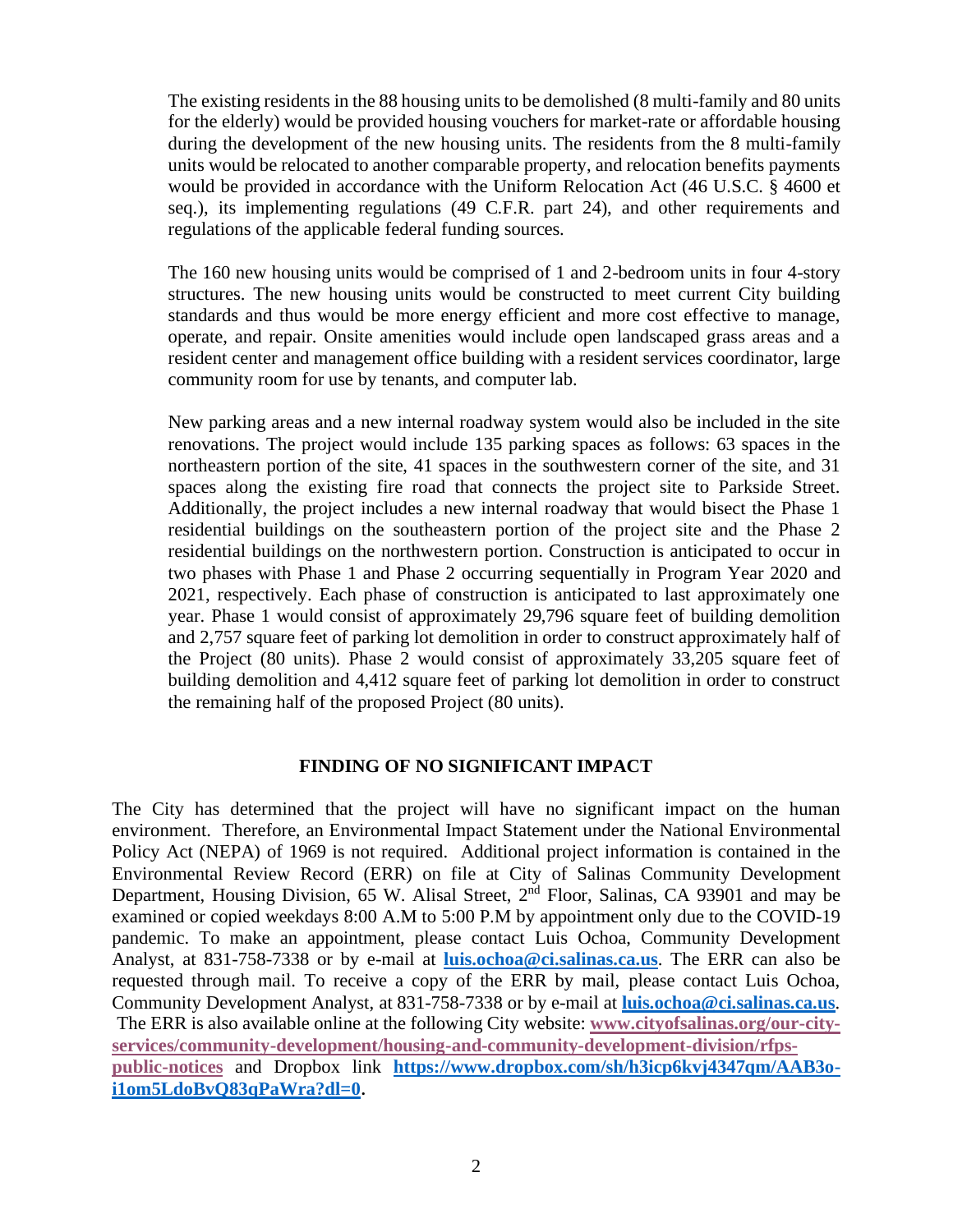The existing residents in the 88 housing units to be demolished (8 multi-family and 80 units for the elderly) would be provided housing vouchers for market-rate or affordable housing during the development of the new housing units. The residents from the 8 multi-family units would be relocated to another comparable property, and relocation benefits payments would be provided in accordance with the Uniform Relocation Act (46 U.S.C. § 4600 et seq.), its implementing regulations (49 C.F.R. part 24), and other requirements and regulations of the applicable federal funding sources.

The 160 new housing units would be comprised of 1 and 2-bedroom units in four 4-story structures. The new housing units would be constructed to meet current City building standards and thus would be more energy efficient and more cost effective to manage, operate, and repair. Onsite amenities would include open landscaped grass areas and a resident center and management office building with a resident services coordinator, large community room for use by tenants, and computer lab.

New parking areas and a new internal roadway system would also be included in the site renovations. The project would include 135 parking spaces as follows: 63 spaces in the northeastern portion of the site, 41 spaces in the southwestern corner of the site, and 31 spaces along the existing fire road that connects the project site to Parkside Street. Additionally, the project includes a new internal roadway that would bisect the Phase 1 residential buildings on the southeastern portion of the project site and the Phase 2 residential buildings on the northwestern portion. Construction is anticipated to occur in two phases with Phase 1 and Phase 2 occurring sequentially in Program Year 2020 and 2021, respectively. Each phase of construction is anticipated to last approximately one year. Phase 1 would consist of approximately 29,796 square feet of building demolition and 2,757 square feet of parking lot demolition in order to construct approximately half of the Project (80 units). Phase 2 would consist of approximately 33,205 square feet of building demolition and 4,412 square feet of parking lot demolition in order to construct the remaining half of the proposed Project (80 units).

## FINDING OF NO SIGNIFICANT IMPACT

The City has determined that the project will have no significant impact on the human environment. Therefore, an Environmental Impact Statement under the National Environmental Policy Act (NEPA) of 1969 is not required. Additional project information is contained in the Environmental Review Record (ERR) on file at City of Salinas Community Development Department, Housing Division, 65 W. Alisal Street, 2nd Floor, Salinas, CA 93901 and may be examined or copied weekdays 8:00 A.M to 5:00 P.M by appointment only due to the COVID-19 pandemic. To make an appointment, please contact Luis Ochoa, Community Development Analyst, at 831-758-7338 or by e-mail at **luis.ochoa@ci.salinas.ca.us**. The ERR can also be requested through mail. To receive a copy of the ERR by mail, please contact Luis Ochoa, Community Development Analyst, at 831-758-7338 or by e-mail at **luis.ochoa@ci.salinas.ca.us**. The ERR is also available online at the following City website: **www.cityofsalinas.org/our-city-services/community-development/housing-and-community-development-division/rfps-public-notices** and Dropbox link **https://www.dropbox.com/sh/h3icp6kvj4347qm/AAB3o-i1om5LdoBvQ83qPaWra?dl=0**.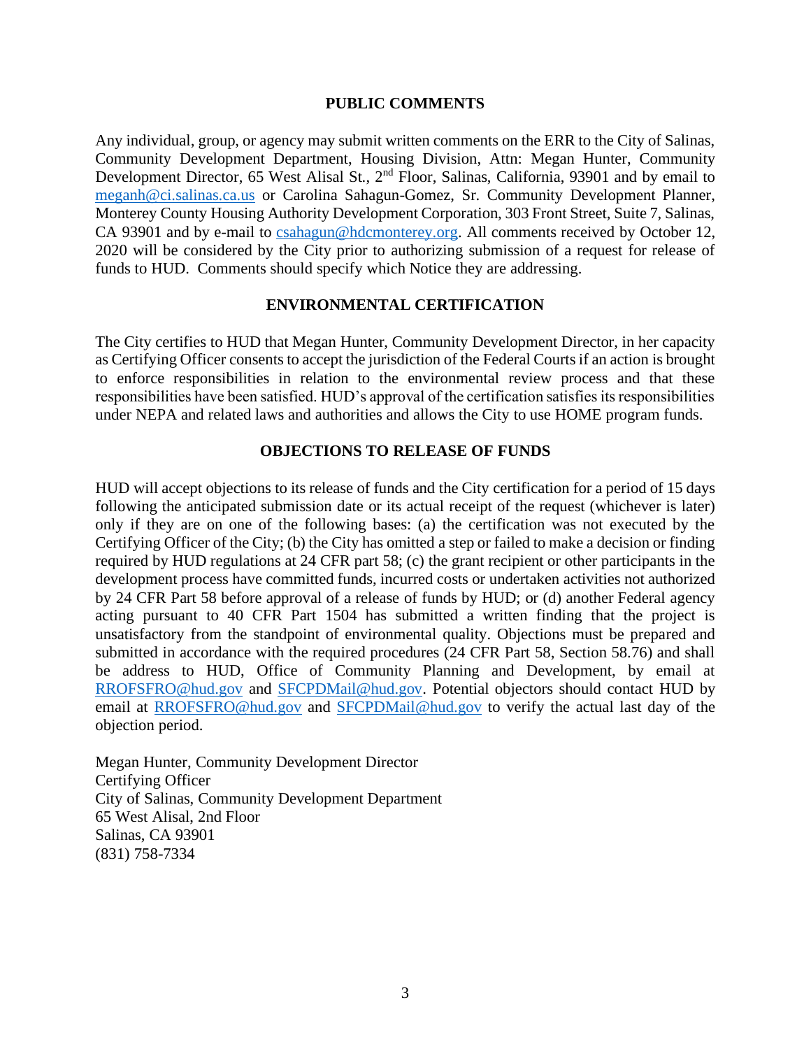## PUBLIC COMMENTS

Any individual, group, or agency may submit written comments on the ERR to the City of Salinas, Community Development Department, Housing Division, Attn: Megan Hunter, Community Development Director, 65 West Alisal St., 2nd Floor, Salinas, California, 93901 and by email to meganh@ci.salinas.ca.us or Carolina Sahagun-Gomez, Sr. Community Development Planner, Monterey County Housing Authority Development Corporation, 303 Front Street, Suite 7, Salinas, CA 93901 and by e-mail to csahagun@hdcmonterey.org. All comments received by October 12, 2020 will be considered by the City prior to authorizing submission of a request for release of funds to HUD. Comments should specify which Notice they are addressing.

## ENVIRONMENTAL CERTIFICATION

The City certifies to HUD that Megan Hunter, Community Development Director, in her capacity as Certifying Officer consents to accept the jurisdiction of the Federal Courts if an action is brought to enforce responsibilities in relation to the environmental review process and that these responsibilities have been satisfied. HUD's approval of the certification satisfies its responsibilities under NEPA and related laws and authorities and allows the City to use HOME program funds.

## OBJECTIONS TO RELEASE OF FUNDS

HUD will accept objections to its release of funds and the City certification for a period of 15 days following the anticipated submission date or its actual receipt of the request (whichever is later) only if they are on one of the following bases: (a) the certification was not executed by the Certifying Officer of the City; (b) the City has omitted a step or failed to make a decision or finding required by HUD regulations at 24 CFR part 58; (c) the grant recipient or other participants in the development process have committed funds, incurred costs or undertaken activities not authorized by 24 CFR Part 58 before approval of a release of funds by HUD; or (d) another Federal agency acting pursuant to 40 CFR Part 1504 has submitted a written finding that the project is unsatisfactory from the standpoint of environmental quality. Objections must be prepared and submitted in accordance with the required procedures (24 CFR Part 58, Section 58.76) and shall be address to HUD, Office of Community Planning and Development, by email at RROFSFRO@hud.gov and SFCPDMail@hud.gov. Potential objectors should contact HUD by email at RROFSFRO@hud.gov and SFCPDMail@hud.gov to verify the actual last day of the objection period.

Megan Hunter, Community Development Director
Certifying Officer
City of Salinas, Community Development Department
65 West Alisal, 2nd Floor
Salinas, CA 93901
(831) 758-7334